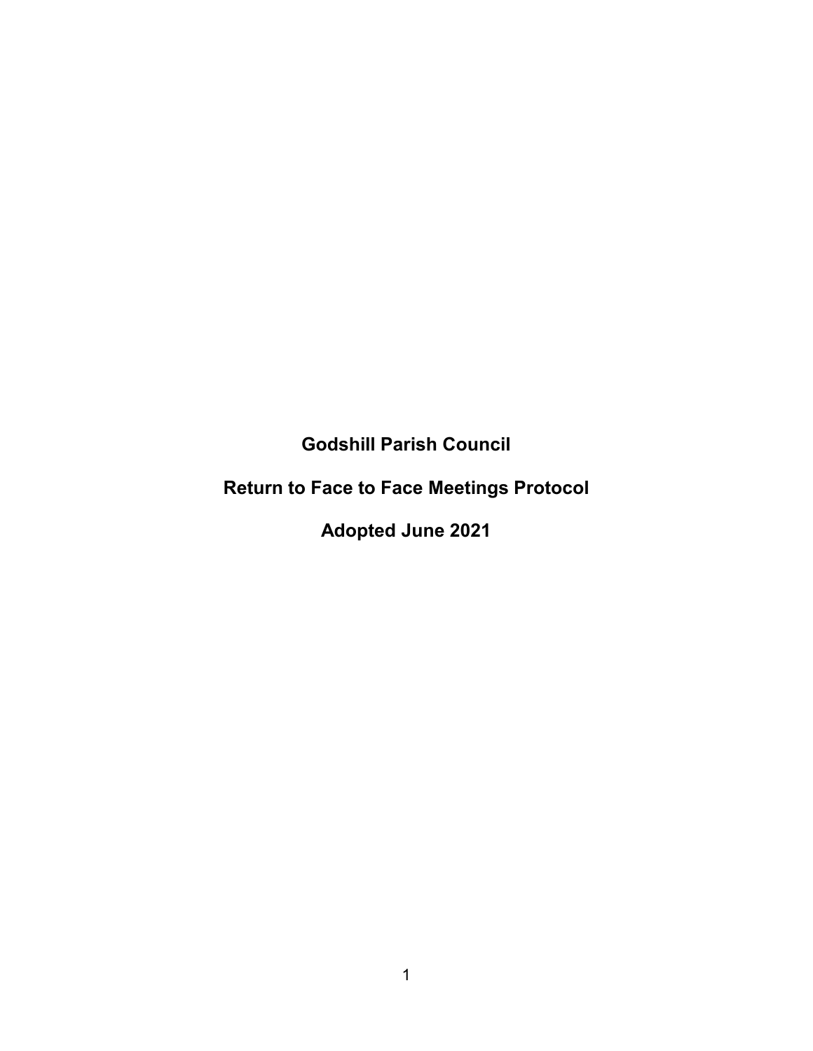# Godshill Parish Council

# Return to Face to Face Meetings Protocol

# Adopted June 2021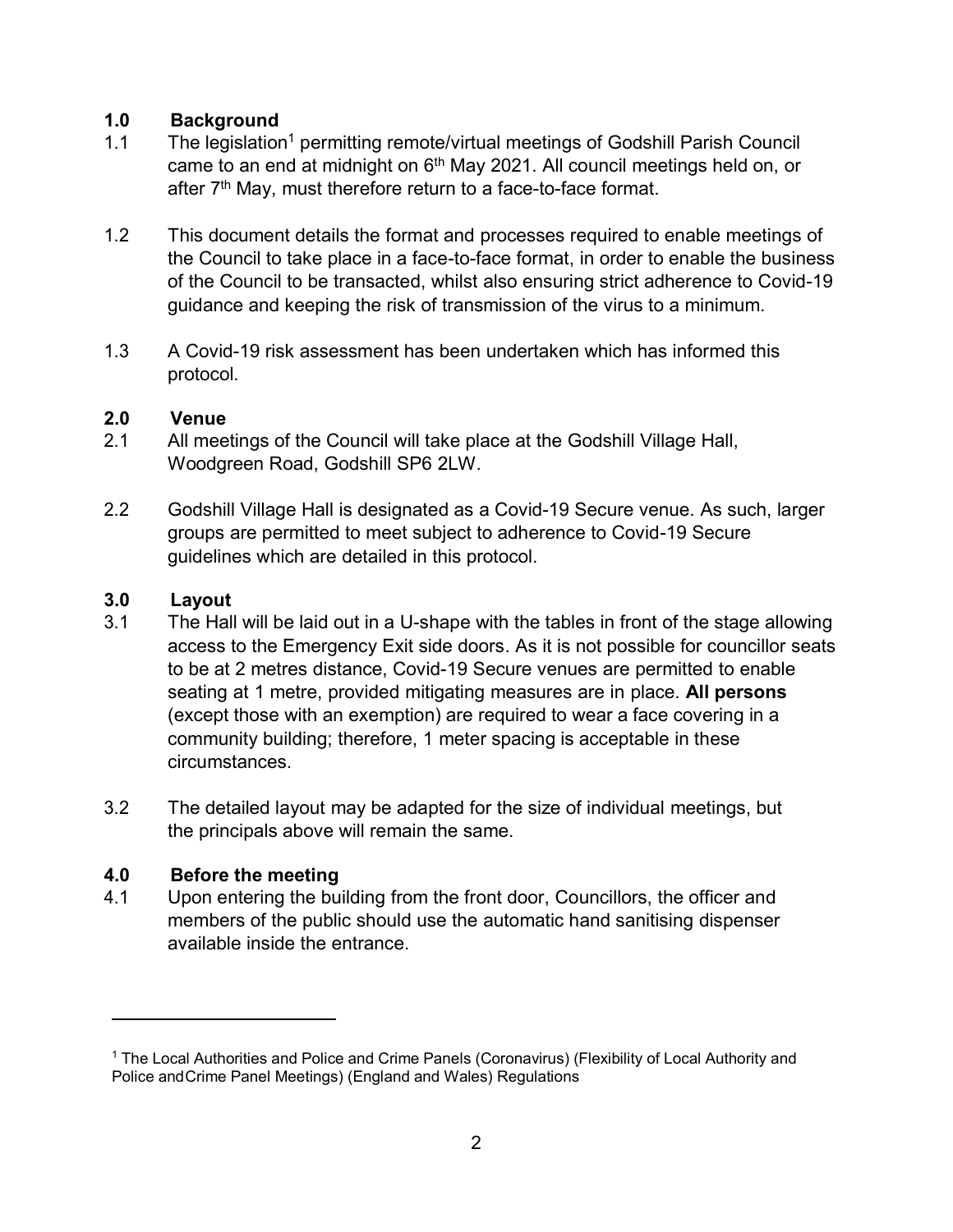## 1.0 Background

1.1 The legislation[1] permitting remote/virtual meetings of Godshill Parish Council came to an end at midnight on 6th May 2021. All council meetings held on, or after 7th May, must therefore return to a face-to-face format.

1.2 This document details the format and processes required to enable meetings of the Council to take place in a face-to-face format, in order to enable the business of the Council to be transacted, whilst also ensuring strict adherence to Covid-19 guidance and keeping the risk of transmission of the virus to a minimum.

1.3 A Covid-19 risk assessment has been undertaken which has informed this protocol.

## 2.0 Venue

2.1 All meetings of the Council will take place at the Godshill Village Hall, Woodgreen Road, Godshill SP6 2LW.

2.2 Godshill Village Hall is designated as a Covid-19 Secure venue. As such, larger groups are permitted to meet subject to adherence to Covid-19 Secure guidelines which are detailed in this protocol.

## 3.0 Layout

3.1 The Hall will be laid out in a U-shape with the tables in front of the stage allowing access to the Emergency Exit side doors. As it is not possible for councillor seats to be at 2 metres distance, Covid-19 Secure venues are permitted to enable seating at 1 metre, provided mitigating measures are in place. **All persons** (except those with an exemption) are required to wear a face covering in a community building; therefore, 1 meter spacing is acceptable in these circumstances.

3.2 The detailed layout may be adapted for the size of individual meetings, but the principals above will remain the same.

## 4.0 Before the meeting

4.1 Upon entering the building from the front door, Councillors, the officer and members of the public should use the automatic hand sanitising dispenser available inside the entrance.

---

[1] The Local Authorities and Police and Crime Panels (Coronavirus) (Flexibility of Local Authority and Police andCrime Panel Meetings) (England and Wales) Regulations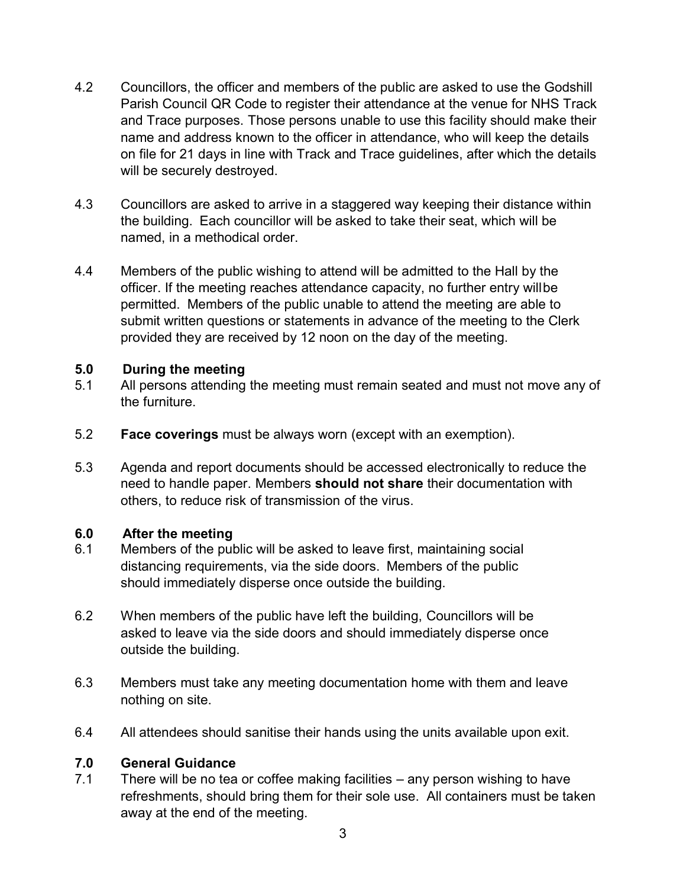4.2 Councillors, the officer and members of the public are asked to use the Godshill Parish Council QR Code to register their attendance at the venue for NHS Track and Trace purposes. Those persons unable to use this facility should make their name and address known to the officer in attendance, who will keep the details on file for 21 days in line with Track and Trace guidelines, after which the details will be securely destroyed.

4.3 Councillors are asked to arrive in a staggered way keeping their distance within the building. Each councillor will be asked to take their seat, which will be named, in a methodical order.

4.4 Members of the public wishing to attend will be admitted to the Hall by the officer. If the meeting reaches attendance capacity, no further entry willbe permitted. Members of the public unable to attend the meeting are able to submit written questions or statements in advance of the meeting to the Clerk provided they are received by 12 noon on the day of the meeting.

## 5.0 During the meeting

5.1 All persons attending the meeting must remain seated and must not move any of the furniture.

5.2 **Face coverings** must be always worn (except with an exemption).

5.3 Agenda and report documents should be accessed electronically to reduce the need to handle paper. Members **should not share** their documentation with others, to reduce risk of transmission of the virus.

## 6.0 After the meeting

6.1 Members of the public will be asked to leave first, maintaining social distancing requirements, via the side doors. Members of the public should immediately disperse once outside the building.

6.2 When members of the public have left the building, Councillors will be asked to leave via the side doors and should immediately disperse once outside the building.

6.3 Members must take any meeting documentation home with them and leave nothing on site.

6.4 All attendees should sanitise their hands using the units available upon exit.

## 7.0 General Guidance

7.1 There will be no tea or coffee making facilities – any person wishing to have refreshments, should bring them for their sole use. All containers must be taken away at the end of the meeting.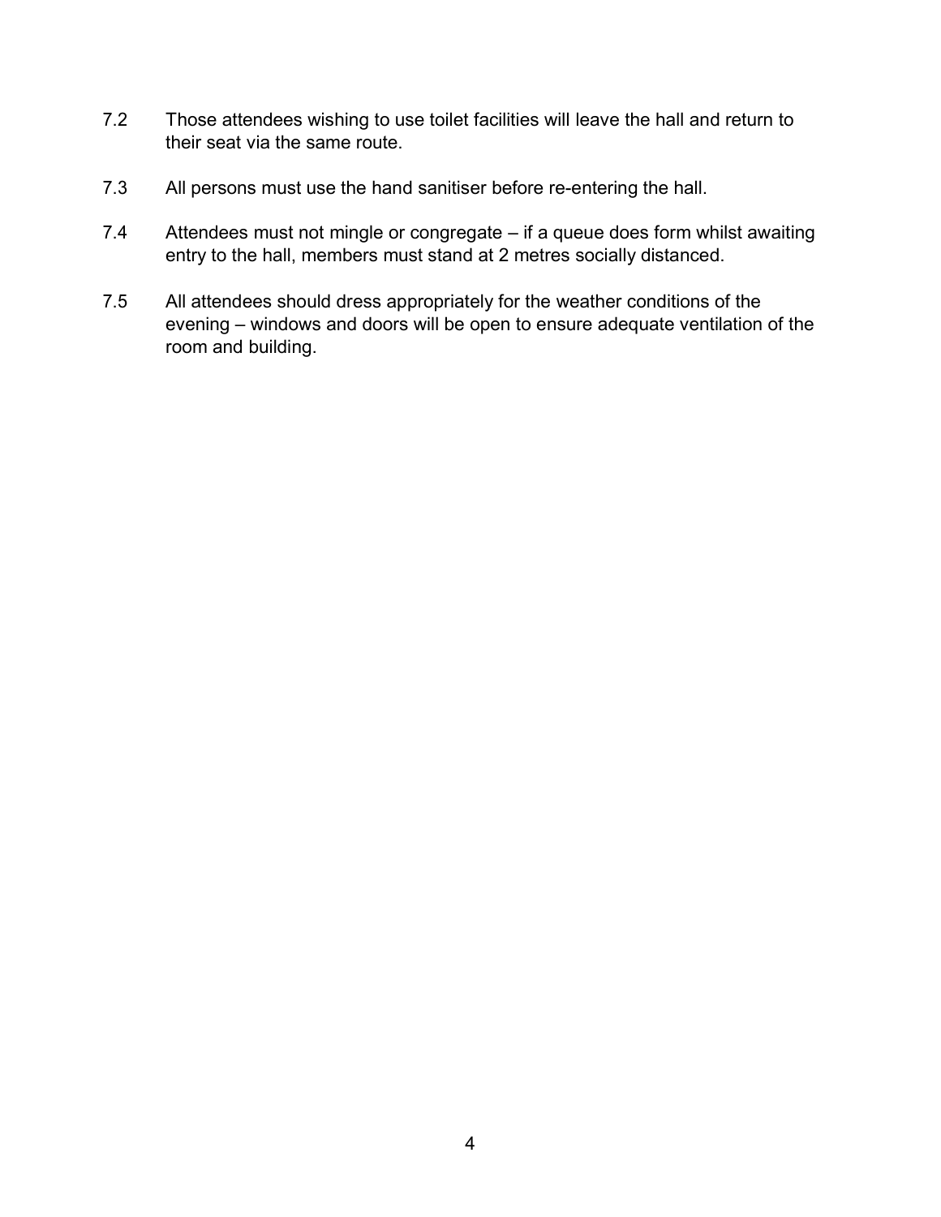7.2 Those attendees wishing to use toilet facilities will leave the hall and return to their seat via the same route.

7.3 All persons must use the hand sanitiser before re-entering the hall.

7.4 Attendees must not mingle or congregate – if a queue does form whilst awaiting entry to the hall, members must stand at 2 metres socially distanced.

7.5 All attendees should dress appropriately for the weather conditions of the evening – windows and doors will be open to ensure adequate ventilation of the room and building.